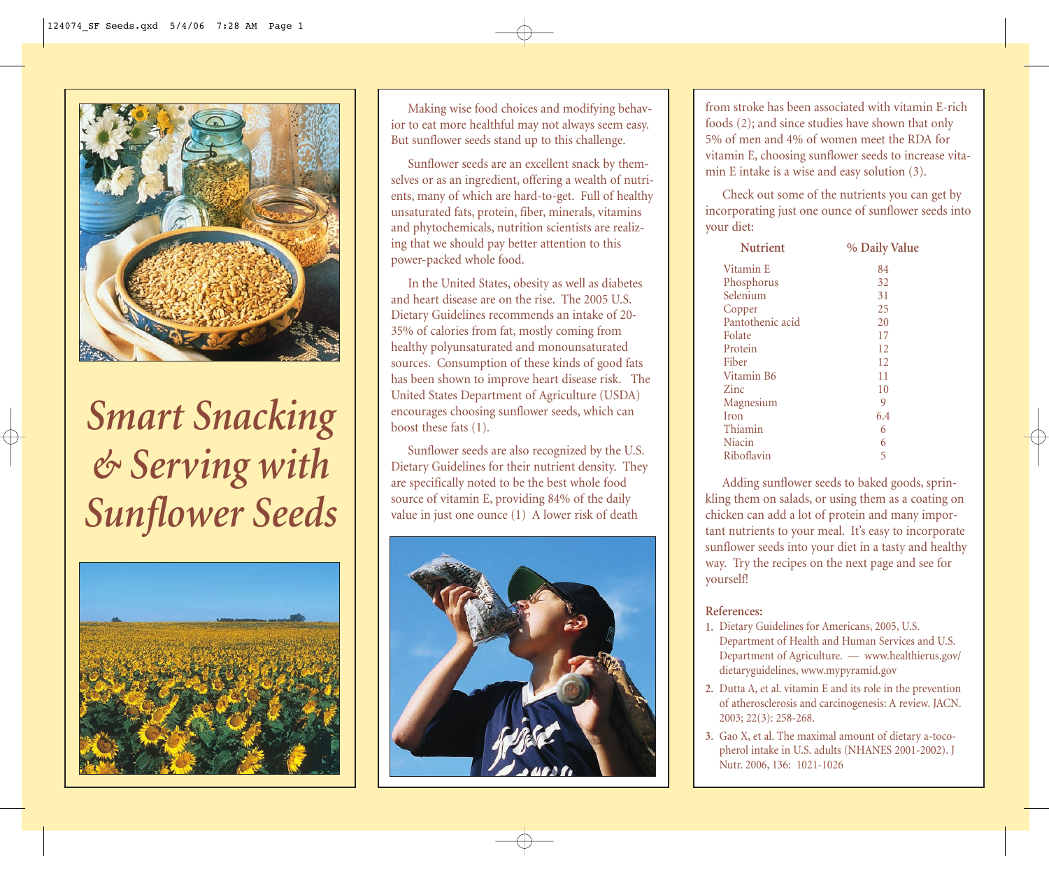# *Smart Snacking & Serving with Sunflower Seeds*

Making wise food choices and modifying behavior to eat more healthful may not always seem easy. But sunflower seeds stand up to this challenge.

Sunflower seeds are an excellent snack by themselves or as an ingredient, offering a wealth of nutrients, many of which are hard-to-get. Full of healthy unsaturated fats, protein, fiber, minerals, vitamins and phytochemicals, nutrition scientists are realizing that we should pay better attention to this power-packed whole food.

In the United States, obesity as well as diabetes and heart disease are on the rise. The 2005 U.S. Dietary Guidelines recommends an intake of 20-35% of calories from fat, mostly coming from healthy polyunsaturated and monounsaturated sources. Consumption of these kinds of good fats has been shown to improve heart disease risk. The United States Department of Agriculture (USDA) encourages choosing sunflower seeds, which can boost these fats (1).

Sunflower seeds are also recognized by the U.S. Dietary Guidelines for their nutrient density. They are specifically noted to be the best whole food source of vitamin E, providing 84% of the daily value in just one ounce (1) A lower risk of death from stroke has been associated with vitamin E-rich foods (2); and since studies have shown that only 5% of men and 4% of women meet the RDA for vitamin E, choosing sunflower seeds to increase vitamin E intake is a wise and easy solution (3).

Check out some of the nutrients you can get by incorporating just one ounce of sunflower seeds into your diet:

| Nutrient | % Daily Value |
|---|---|
| Vitamin E | 84 |
| Phosphorus | 32 |
| Selenium | 31 |
| Copper | 25 |
| Pantothenic acid | 20 |
| Folate | 17 |
| Protein | 12 |
| Fiber | 12 |
| Vitamin B6 | 11 |
| Zinc | 10 |
| Magnesium | 9 |
| Iron | 6.4 |
| Thiamin | 6 |
| Niacin | 6 |
| Riboflavin | 5 |

Adding sunflower seeds to baked goods, sprinkling them on salads, or using them as a coating on chicken can add a lot of protein and many important nutrients to your meal. It's easy to incorporate sunflower seeds into your diet in a tasty and healthy way. Try the recipes on the next page and see for yourself!

**References:**

1. Dietary Guidelines for Americans, 2005, U.S. Department of Health and Human Services and U.S. Department of Agriculture. — www.healthierus.gov/dietaryguidelines, www.mypyramid.gov
2. Dutta A, et al. vitamin E and its role in the prevention of atherosclerosis and carcinogenesis: A review. JACN. 2003; 22(3): 258-268.
3. Gao X, et al. The maximal amount of dietary a-tocopherol intake in U.S. adults (NHANES 2001-2002). J Nutr. 2006, 136: 1021-1026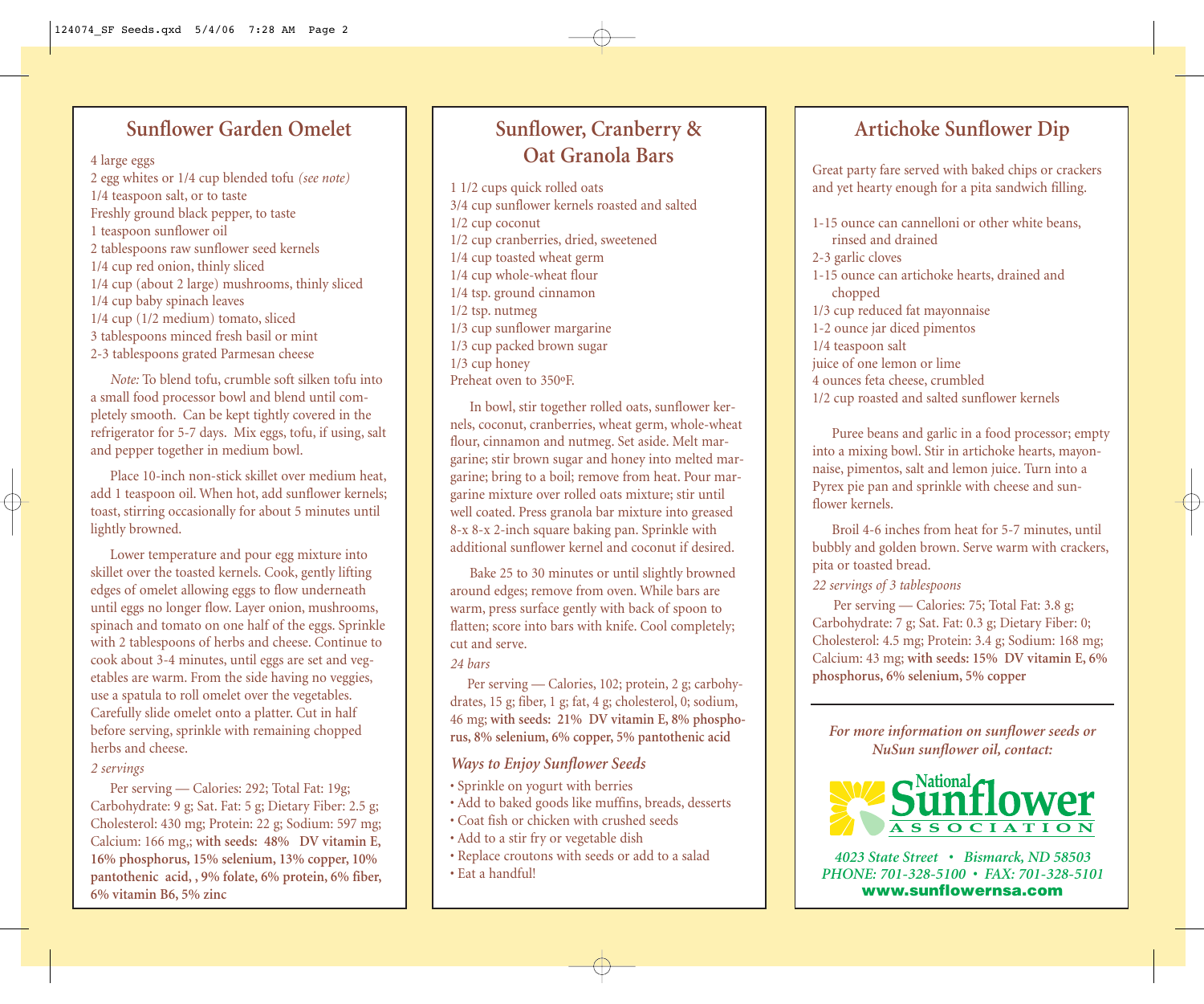## Sunflower Garden Omelet

4 large eggs
2 egg whites or 1/4 cup blended tofu *(see note)*
1/4 teaspoon salt, or to taste
Freshly ground black pepper, to taste
1 teaspoon sunflower oil
2 tablespoons raw sunflower seed kernels
1/4 cup red onion, thinly sliced
1/4 cup (about 2 large) mushrooms, thinly sliced
1/4 cup baby spinach leaves
1/4 cup (1/2 medium) tomato, sliced
3 tablespoons minced fresh basil or mint
2-3 tablespoons grated Parmesan cheese

*Note:* To blend tofu, crumble soft silken tofu into a small food processor bowl and blend until completely smooth. Can be kept tightly covered in the refrigerator for 5-7 days. Mix eggs, tofu, if using, salt and pepper together in medium bowl.

Place 10-inch non-stick skillet over medium heat, add 1 teaspoon oil. When hot, add sunflower kernels; toast, stirring occasionally for about 5 minutes until lightly browned.

Lower temperature and pour egg mixture into skillet over the toasted kernels. Cook, gently lifting edges of omelet allowing eggs to flow underneath until eggs no longer flow. Layer onion, mushrooms, spinach and tomato on one half of the eggs. Sprinkle with 2 tablespoons of herbs and cheese. Continue to cook about 3-4 minutes, until eggs are set and vegetables are warm. From the side having no veggies, use a spatula to roll omelet over the vegetables. Carefully slide omelet onto a platter. Cut in half before serving, sprinkle with remaining chopped herbs and cheese.

*2 servings*

Per serving — Calories: 292; Total Fat: 19g; Carbohydrate: 9 g; Sat. Fat: 5 g; Dietary Fiber: 2.5 g; Cholesterol: 430 mg; Protein: 22 g; Sodium: 597 mg; Calcium: 166 mg,; **with seeds: 48% DV vitamin E, 16% phosphorus, 15% selenium, 13% copper, 10% pantothenic acid, , 9% folate, 6% protein, 6% fiber, 6% vitamin B6, 5% zinc**

## Sunflower, Cranberry & Oat Granola Bars

1 1/2 cups quick rolled oats
3/4 cup sunflower kernels roasted and salted
1/2 cup coconut
1/2 cup cranberries, dried, sweetened
1/4 cup toasted wheat germ
1/4 cup whole-wheat flour
1/4 tsp. ground cinnamon
1/2 tsp. nutmeg
1/3 cup sunflower margarine
1/3 cup packed brown sugar
1/3 cup honey
Preheat oven to 350ºF.

In bowl, stir together rolled oats, sunflower kernels, coconut, cranberries, wheat germ, whole-wheat flour, cinnamon and nutmeg. Set aside. Melt margarine; stir brown sugar and honey into melted margarine; bring to a boil; remove from heat. Pour margarine mixture over rolled oats mixture; stir until well coated. Press granola bar mixture into greased 8-x 8-x 2-inch square baking pan. Sprinkle with additional sunflower kernel and coconut if desired.

Bake 25 to 30 minutes or until slightly browned around edges; remove from oven. While bars are warm, press surface gently with back of spoon to flatten; score into bars with knife. Cool completely; cut and serve.

*24 bars*

Per serving — Calories, 102; protein, 2 g; carbohydrates, 15 g; fiber, 1 g; fat, 4 g; cholesterol, 0; sodium, 46 mg; **with seeds: 21% DV vitamin E, 8% phosphorus, 8% selenium, 6% copper, 5% pantothenic acid**

### *Ways to Enjoy Sunflower Seeds*

- Sprinkle on yogurt with berries
- Add to baked goods like muffins, breads, desserts
- Coat fish or chicken with crushed seeds
- Add to a stir fry or vegetable dish
- Replace croutons with seeds or add to a salad
- Eat a handful!

## Artichoke Sunflower Dip

Great party fare served with baked chips or crackers and yet hearty enough for a pita sandwich filling.

1-15 ounce can cannelloni or other white beans, rinsed and drained
2-3 garlic cloves
1-15 ounce can artichoke hearts, drained and chopped
1/3 cup reduced fat mayonnaise
1-2 ounce jar diced pimentos
1/4 teaspoon salt
juice of one lemon or lime
4 ounces feta cheese, crumbled
1/2 cup roasted and salted sunflower kernels

Puree beans and garlic in a food processor; empty into a mixing bowl. Stir in artichoke hearts, mayonnaise, pimentos, salt and lemon juice. Turn into a Pyrex pie pan and sprinkle with cheese and sunflower kernels.

Broil 4-6 inches from heat for 5-7 minutes, until bubbly and golden brown. Serve warm with crackers, pita or toasted bread.

*22 servings of 3 tablespoons*

Per serving — Calories: 75; Total Fat: 3.8 g; Carbohydrate: 7 g; Sat. Fat: 0.3 g; Dietary Fiber: 0; Cholesterol: 4.5 mg; Protein: 3.4 g; Sodium: 168 mg; Calcium: 43 mg; **with seeds: 15% DV vitamin E, 6% phosphorus, 6% selenium, 5% copper**

---

***For more information on sunflower seeds or NuSun sunflower oil, contact:***

National Sunflower Association

*4023 State Street • Bismarck, ND 58503*
*PHONE: 701-328-5100 • FAX: 701-328-5101*
**www.sunflowernsa.com**